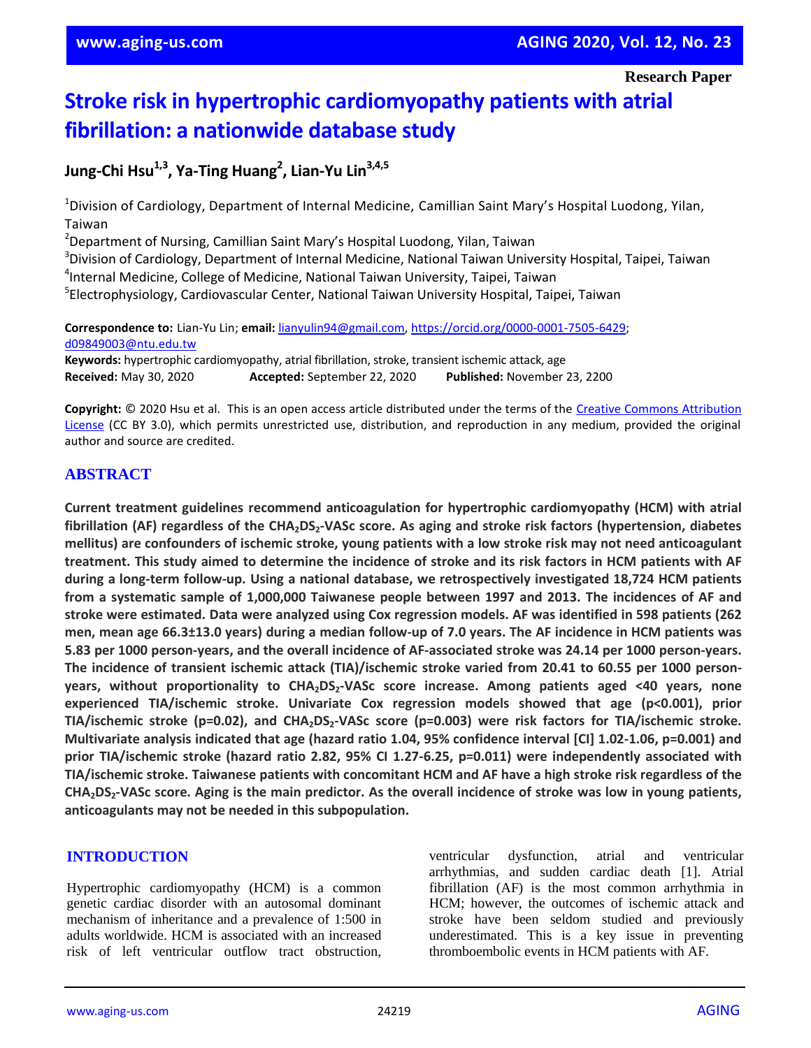Research Paper

# Stroke risk in hypertrophic cardiomyopathy patients with atrial fibrillation: a nationwide database study

**Jung-Chi Hsu[1,3], Ya-Ting Huang[2], Lian-Yu Lin[3,4,5]**

[1]Division of Cardiology, Department of Internal Medicine, Camillian Saint Mary's Hospital Luodong, Yilan, Taiwan
[2]Department of Nursing, Camillian Saint Mary's Hospital Luodong, Yilan, Taiwan
[3]Division of Cardiology, Department of Internal Medicine, National Taiwan University Hospital, Taipei, Taiwan
[4]Internal Medicine, College of Medicine, National Taiwan University, Taipei, Taiwan
[5]Electrophysiology, Cardiovascular Center, National Taiwan University Hospital, Taipei, Taiwan

**Correspondence to:** Lian-Yu Lin; **email:** lianyulin94@gmail.com, https://orcid.org/0000-0001-7505-6429; d09849003@ntu.edu.tw
**Keywords:** hypertrophic cardiomyopathy, atrial fibrillation, stroke, transient ischemic attack, age
**Received:** May 30, 2020 **Accepted:** September 22, 2020 **Published:** November 23, 2200

**Copyright:** © 2020 Hsu et al. This is an open access article distributed under the terms of the Creative Commons Attribution License (CC BY 3.0), which permits unrestricted use, distribution, and reproduction in any medium, provided the original author and source are credited.

## ABSTRACT

**Current treatment guidelines recommend anticoagulation for hypertrophic cardiomyopathy (HCM) with atrial fibrillation (AF) regardless of the $CHA_2DS_2$-VASc score. As aging and stroke risk factors (hypertension, diabetes mellitus) are confounders of ischemic stroke, young patients with a low stroke risk may not need anticoagulant treatment. This study aimed to determine the incidence of stroke and its risk factors in HCM patients with AF during a long-term follow-up. Using a national database, we retrospectively investigated 18,724 HCM patients from a systematic sample of 1,000,000 Taiwanese people between 1997 and 2013. The incidences of AF and stroke were estimated. Data were analyzed using Cox regression models. AF was identified in 598 patients (262 men, mean age 66.3±13.0 years) during a median follow-up of 7.0 years. The AF incidence in HCM patients was 5.83 per 1000 person-years, and the overall incidence of AF-associated stroke was 24.14 per 1000 person-years. The incidence of transient ischemic attack (TIA)/ischemic stroke varied from 20.41 to 60.55 per 1000 person-years, without proportionality to $CHA_2DS_2$-VASc score increase. Among patients aged <40 years, none experienced TIA/ischemic stroke. Univariate Cox regression models showed that age ($p<0.001$), prior TIA/ischemic stroke ($p=0.02$), and $CHA_2DS_2$-VASc score ($p=0.003$) were risk factors for TIA/ischemic stroke. Multivariate analysis indicated that age (hazard ratio 1.04, 95% confidence interval [CI] 1.02-1.06, $p=0.001$) and prior TIA/ischemic stroke (hazard ratio 2.82, 95% CI 1.27-6.25, $p=0.011$) were independently associated with TIA/ischemic stroke. Taiwanese patients with concomitant HCM and AF have a high stroke risk regardless of the $CHA_2DS_2$-VASc score. Aging is the main predictor. As the overall incidence of stroke was low in young patients, anticoagulants may not be needed in this subpopulation.**

## INTRODUCTION

Hypertrophic cardiomyopathy (HCM) is a common genetic cardiac disorder with an autosomal dominant mechanism of inheritance and a prevalence of 1:500 in adults worldwide. HCM is associated with an increased risk of left ventricular outflow tract obstruction, ventricular dysfunction, atrial and ventricular arrhythmias, and sudden cardiac death [1]. Atrial fibrillation (AF) is the most common arrhythmia in HCM; however, the outcomes of ischemic attack and stroke have been seldom studied and previously underestimated. This is a key issue in preventing thromboembolic events in HCM patients with AF.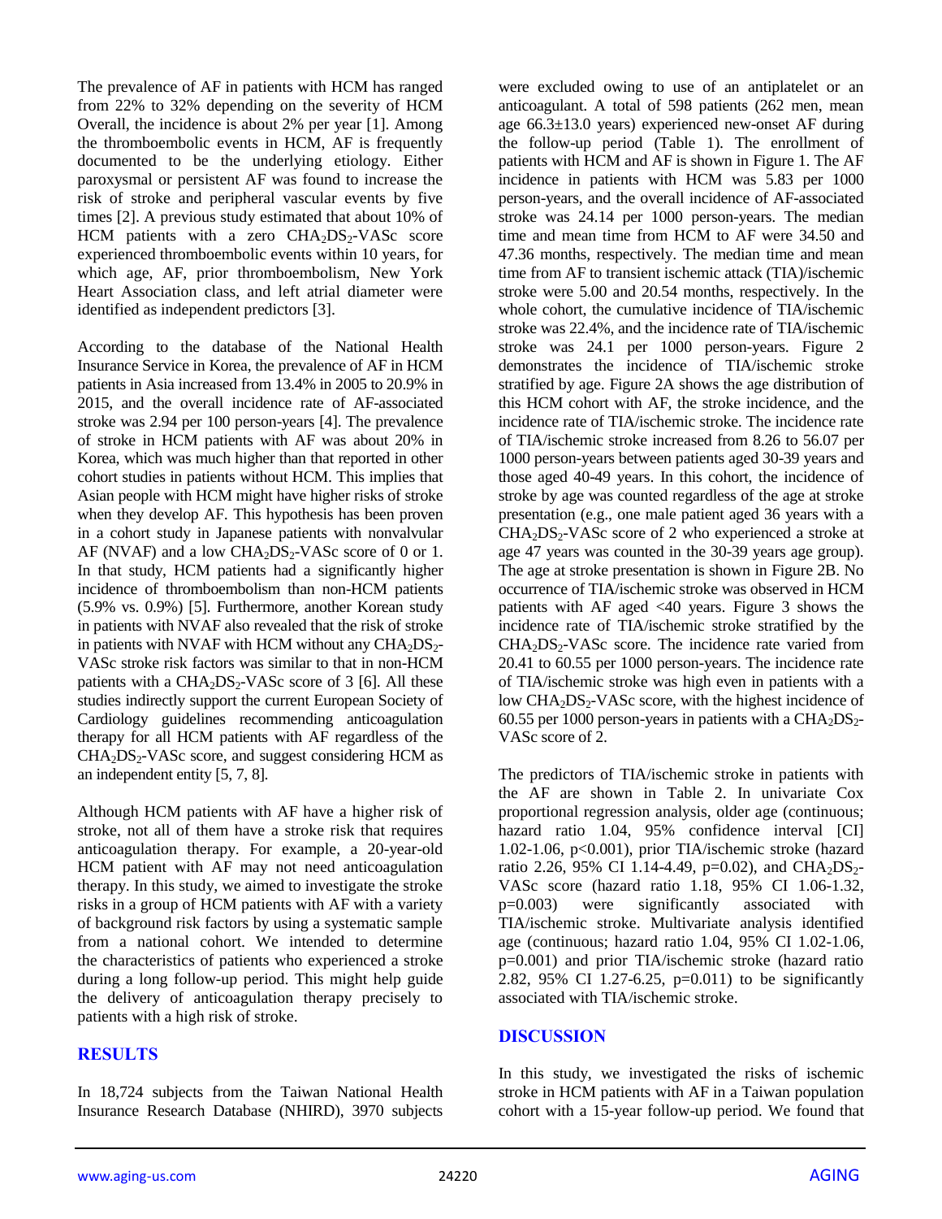The prevalence of AF in patients with HCM has ranged from 22% to 32% depending on the severity of HCM Overall, the incidence is about 2% per year [1]. Among the thromboembolic events in HCM, AF is frequently documented to be the underlying etiology. Either paroxysmal or persistent AF was found to increase the risk of stroke and peripheral vascular events by five times [2]. A previous study estimated that about 10% of HCM patients with a zero $CHA_2DS_2$-VASc score experienced thromboembolic events within 10 years, for which age, AF, prior thromboembolism, New York Heart Association class, and left atrial diameter were identified as independent predictors [3].

According to the database of the National Health Insurance Service in Korea, the prevalence of AF in HCM patients in Asia increased from 13.4% in 2005 to 20.9% in 2015, and the overall incidence rate of AF-associated stroke was 2.94 per 100 person-years [4]. The prevalence of stroke in HCM patients with AF was about 20% in Korea, which was much higher than that reported in other cohort studies in patients without HCM. This implies that Asian people with HCM might have higher risks of stroke when they develop AF. This hypothesis has been proven in a cohort study in Japanese patients with nonvalvular AF (NVAF) and a low $CHA_2DS_2$-VASc score of 0 or 1. In that study, HCM patients had a significantly higher incidence of thromboembolism than non-HCM patients (5.9% vs. 0.9%) [5]. Furthermore, another Korean study in patients with NVAF also revealed that the risk of stroke in patients with NVAF with HCM without any $CHA_2DS_2$-VASc stroke risk factors was similar to that in non-HCM patients with a $CHA_2DS_2$-VASc score of 3 [6]. All these studies indirectly support the current European Society of Cardiology guidelines recommending anticoagulation therapy for all HCM patients with AF regardless of the $CHA_2DS_2$-VASc score, and suggest considering HCM as an independent entity [5, 7, 8].

Although HCM patients with AF have a higher risk of stroke, not all of them have a stroke risk that requires anticoagulation therapy. For example, a 20-year-old HCM patient with AF may not need anticoagulation therapy. In this study, we aimed to investigate the stroke risks in a group of HCM patients with AF with a variety of background risk factors by using a systematic sample from a national cohort. We intended to determine the characteristics of patients who experienced a stroke during a long follow-up period. This might help guide the delivery of anticoagulation therapy precisely to patients with a high risk of stroke.

## RESULTS

In 18,724 subjects from the Taiwan National Health Insurance Research Database (NHIRD), 3970 subjects were excluded owing to use of an antiplatelet or an anticoagulant. A total of 598 patients (262 men, mean age 66.3±13.0 years) experienced new-onset AF during the follow-up period (Table 1). The enrollment of patients with HCM and AF is shown in Figure 1. The AF incidence in patients with HCM was 5.83 per 1000 person-years, and the overall incidence of AF-associated stroke was 24.14 per 1000 person-years. The median time and mean time from HCM to AF were 34.50 and 47.36 months, respectively. The median time and mean time from AF to transient ischemic attack (TIA)/ischemic stroke were 5.00 and 20.54 months, respectively. In the whole cohort, the cumulative incidence of TIA/ischemic stroke was 22.4%, and the incidence rate of TIA/ischemic stroke was 24.1 per 1000 person-years. Figure 2 demonstrates the incidence of TIA/ischemic stroke stratified by age. Figure 2A shows the age distribution of this HCM cohort with AF, the stroke incidence, and the incidence rate of TIA/ischemic stroke. The incidence rate of TIA/ischemic stroke increased from 8.26 to 56.07 per 1000 person-years between patients aged 30-39 years and those aged 40-49 years. In this cohort, the incidence of stroke by age was counted regardless of the age at stroke presentation (e.g., one male patient aged 36 years with a $CHA_2DS_2$-VASc score of 2 who experienced a stroke at age 47 years was counted in the 30-39 years age group). The age at stroke presentation is shown in Figure 2B. No occurrence of TIA/ischemic stroke was observed in HCM patients with AF aged <40 years. Figure 3 shows the incidence rate of TIA/ischemic stroke stratified by the $CHA_2DS_2$-VASc score. The incidence rate varied from 20.41 to 60.55 per 1000 person-years. The incidence rate of TIA/ischemic stroke was high even in patients with a low $CHA_2DS_2$-VASc score, with the highest incidence of 60.55 per 1000 person-years in patients with a $CHA_2DS_2$-VASc score of 2.

The predictors of TIA/ischemic stroke in patients with the AF are shown in Table 2. In univariate Cox proportional regression analysis, older age (continuous; hazard ratio 1.04, 95% confidence interval [CI] 1.02-1.06, p<0.001), prior TIA/ischemic stroke (hazard ratio 2.26, 95% CI 1.14-4.49, p=0.02), and $CHA_2DS_2$-VASc score (hazard ratio 1.18, 95% CI 1.06-1.32, p=0.003) were significantly associated with TIA/ischemic stroke. Multivariate analysis identified age (continuous; hazard ratio 1.04, 95% CI 1.02-1.06, p=0.001) and prior TIA/ischemic stroke (hazard ratio 2.82, 95% CI 1.27-6.25, p=0.011) to be significantly associated with TIA/ischemic stroke.

## DISCUSSION

In this study, we investigated the risks of ischemic stroke in HCM patients with AF in a Taiwan population cohort with a 15-year follow-up period. We found that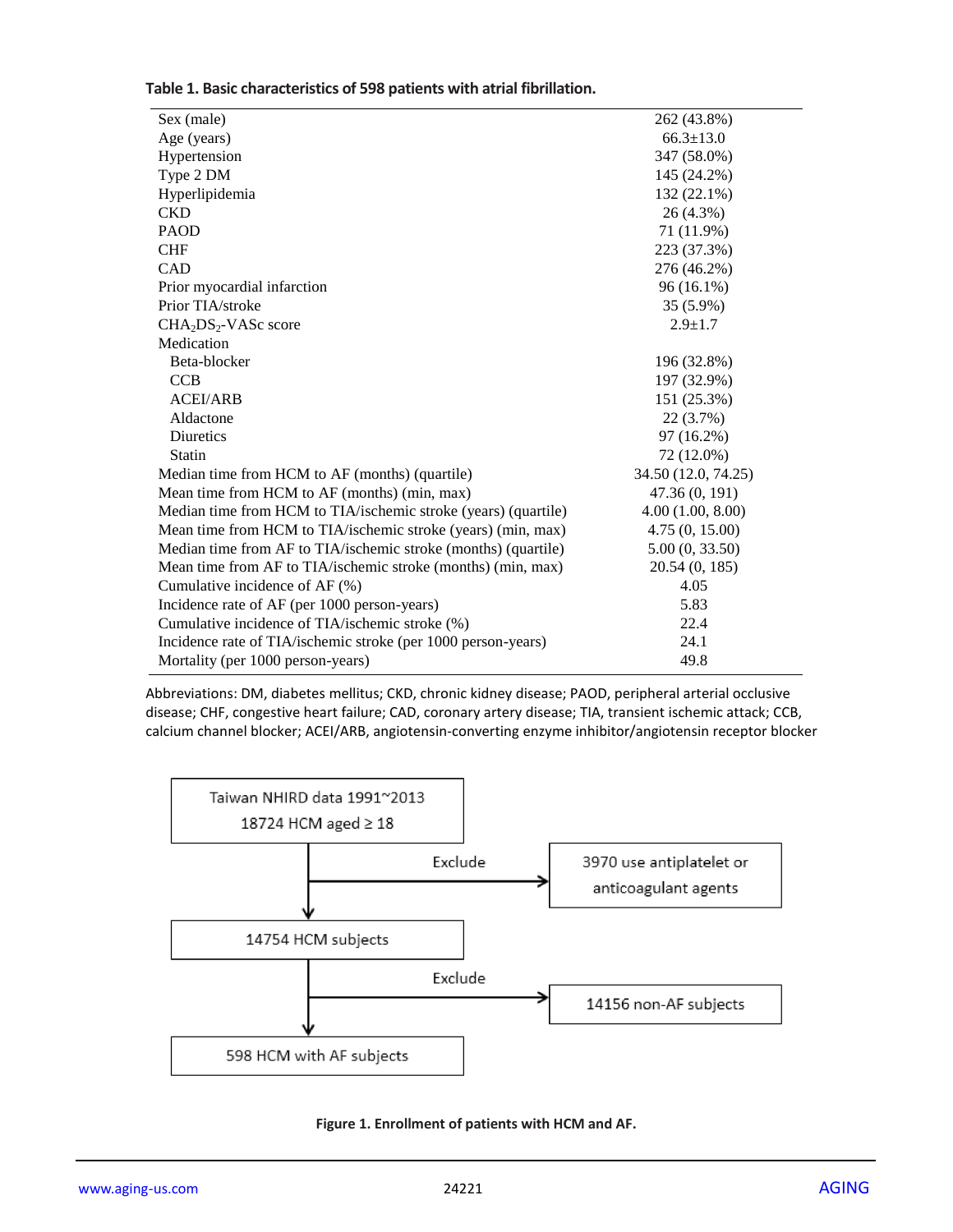**Table 1. Basic characteristics of 598 patients with atrial fibrillation.**

| | |
|---|---|
| Sex (male) | 262 (43.8%) |
| Age (years) | 66.3±13.0 |
| Hypertension | 347 (58.0%) |
| Type 2 DM | 145 (24.2%) |
| Hyperlipidemia | 132 (22.1%) |
| CKD | 26 (4.3%) |
| PAOD | 71 (11.9%) |
| CHF | 223 (37.3%) |
| CAD | 276 (46.2%) |
| Prior myocardial infarction | 96 (16.1%) |
| Prior TIA/stroke | 35 (5.9%) |
| $CHA_2DS_2$-VASc score | 2.9±1.7 |
| Medication | |
| Beta-blocker | 196 (32.8%) |
| CCB | 197 (32.9%) |
| ACEI/ARB | 151 (25.3%) |
| Aldactone | 22 (3.7%) |
| Diuretics | 97 (16.2%) |
| Statin | 72 (12.0%) |
| Median time from HCM to AF (months) (quartile) | 34.50 (12.0, 74.25) |
| Mean time from HCM to AF (months) (min, max) | 47.36 (0, 191) |
| Median time from HCM to TIA/ischemic stroke (years) (quartile) | 4.00 (1.00, 8.00) |
| Mean time from HCM to TIA/ischemic stroke (years) (min, max) | 4.75 (0, 15.00) |
| Median time from AF to TIA/ischemic stroke (months) (quartile) | 5.00 (0, 33.50) |
| Mean time from AF to TIA/ischemic stroke (months) (min, max) | 20.54 (0, 185) |
| Cumulative incidence of AF (%) | 4.05 |
| Incidence rate of AF (per 1000 person-years) | 5.83 |
| Cumulative incidence of TIA/ischemic stroke (%) | 22.4 |
| Incidence rate of TIA/ischemic stroke (per 1000 person-years) | 24.1 |
| Mortality (per 1000 person-years) | 49.8 |

Abbreviations: DM, diabetes mellitus; CKD, chronic kidney disease; PAOD, peripheral arterial occlusive disease; CHF, congestive heart failure; CAD, coronary artery disease; TIA, transient ischemic attack; CCB, calcium channel blocker; ACEI/ARB, angiotensin-converting enzyme inhibitor/angiotensin receptor blocker

Taiwan NHIRD data 1991~2013
18724 HCM aged ≥ 18

Exclude → 3970 use antiplatelet or anticoagulant agents

14754 HCM subjects

Exclude → 14156 non-AF subjects

598 HCM with AF subjects

**Figure 1. Enrollment of patients with HCM and AF.**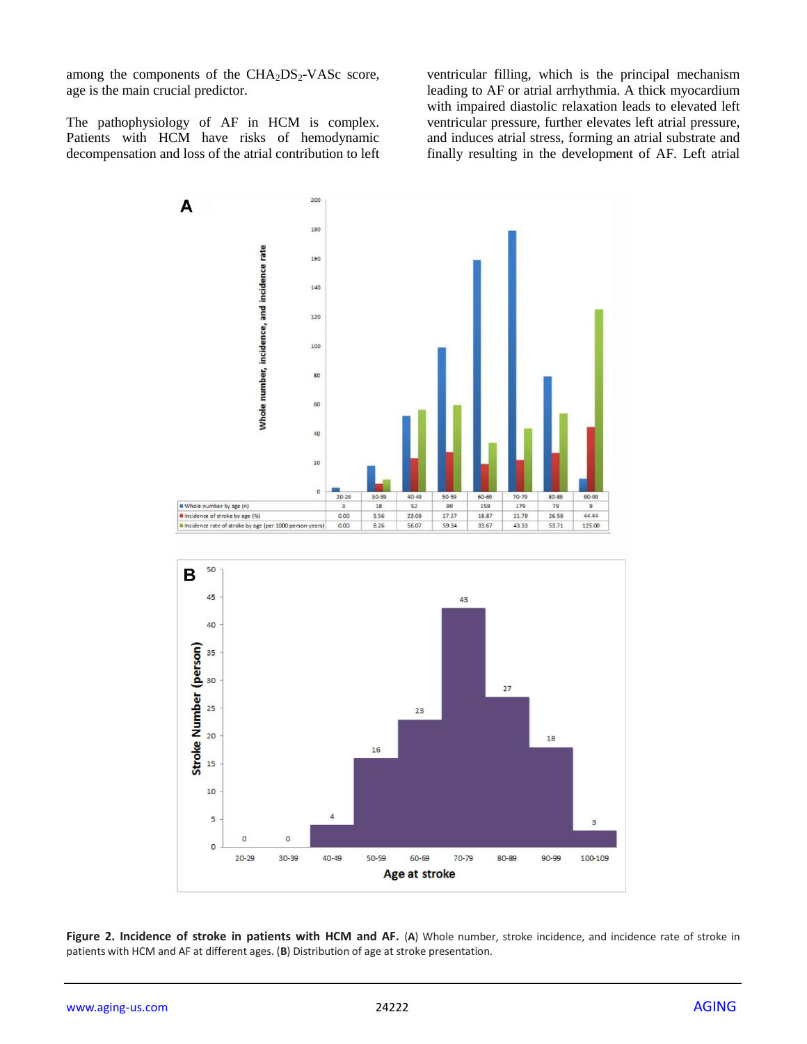among the components of the $CHA_2DS_2$-VASc score, age is the main crucial predictor.

The pathophysiology of AF in HCM is complex. Patients with HCM have risks of hemodynamic decompensation and loss of the atrial contribution to left ventricular filling, which is the principal mechanism leading to AF or atrial arrhythmia. A thick myocardium with impaired diastolic relaxation leads to elevated left ventricular pressure, further elevates left atrial pressure, and induces atrial stress, forming an atrial substrate and finally resulting in the development of AF. Left atrial

| | 20-29 | 30-39 | 40-49 | 50-59 | 60-69 | 70-79 | 80-89 | 90-99 |
|---|---|---|---|---|---|---|---|---|
| Whole number by age (n) | 3 | 18 | 52 | 99 | 159 | 179 | 79 | 9 |
| Incidence of stroke by age (%) | 0.00 | 5.56 | 23.08 | 27.27 | 18.87 | 21.79 | 26.58 | 44.44 |
| Incidence rate of stroke by age (per 1000 person-years) | 0.00 | 8.26 | 56.07 | 59.34 | 33.67 | 43.33 | 53.71 | 125.00 |

**Figure 2. Incidence of stroke in patients with HCM and AF.** (**A**) Whole number, stroke incidence, and incidence rate of stroke in patients with HCM and AF at different ages. (**B**) Distribution of age at stroke presentation.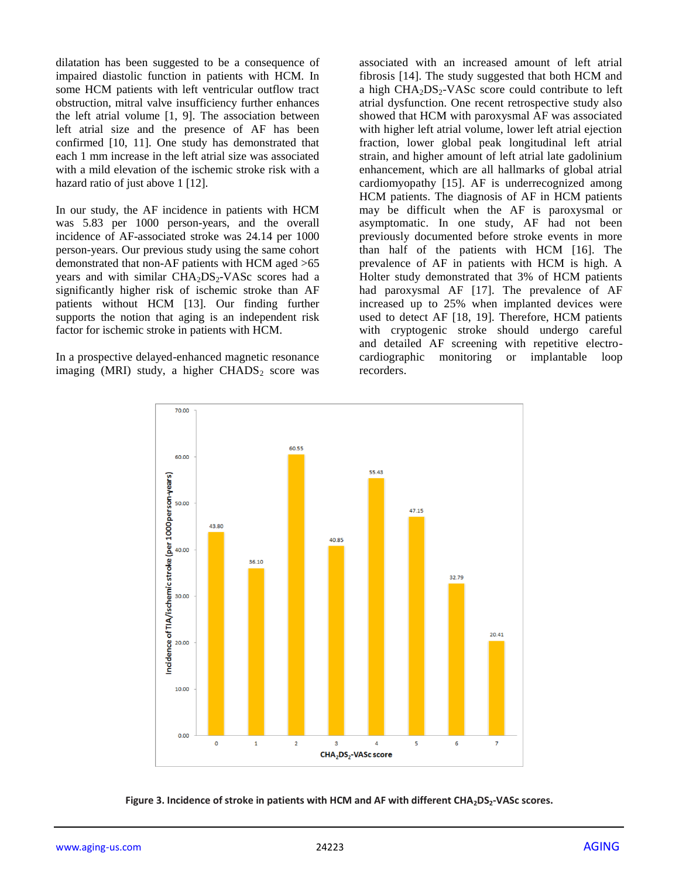dilatation has been suggested to be a consequence of impaired diastolic function in patients with HCM. In some HCM patients with left ventricular outflow tract obstruction, mitral valve insufficiency further enhances the left atrial volume [1, 9]. The association between left atrial size and the presence of AF has been confirmed [10, 11]. One study has demonstrated that each 1 mm increase in the left atrial size was associated with a mild elevation of the ischemic stroke risk with a hazard ratio of just above 1 [12].

In our study, the AF incidence in patients with HCM was 5.83 per 1000 person-years, and the overall incidence of AF-associated stroke was 24.14 per 1000 person-years. Our previous study using the same cohort demonstrated that non-AF patients with HCM aged >65 years and with similar $CHA_2DS_2$-VASc scores had a significantly higher risk of ischemic stroke than AF patients without HCM [13]. Our finding further supports the notion that aging is an independent risk factor for ischemic stroke in patients with HCM.

In a prospective delayed-enhanced magnetic resonance imaging (MRI) study, a higher $CHADS_2$ score was associated with an increased amount of left atrial fibrosis [14]. The study suggested that both HCM and a high $CHA_2DS_2$-VASc score could contribute to left atrial dysfunction. One recent retrospective study also showed that HCM with paroxysmal AF was associated with higher left atrial volume, lower left atrial ejection fraction, lower global peak longitudinal left atrial strain, and higher amount of left atrial late gadolinium enhancement, which are all hallmarks of global atrial cardiomyopathy [15]. AF is underrecognized among HCM patients. The diagnosis of AF in HCM patients may be difficult when the AF is paroxysmal or asymptomatic. In one study, AF had not been previously documented before stroke events in more than half of the patients with HCM [16]. The prevalence of AF in patients with HCM is high. A Holter study demonstrated that 3% of HCM patients had paroxysmal AF [17]. The prevalence of AF increased up to 25% when implanted devices were used to detect AF [18, 19]. Therefore, HCM patients with cryptogenic stroke should undergo careful and detailed AF screening with repetitive electro-cardiographic monitoring or implantable loop recorders.

**Figure 3. Incidence of stroke in patients with HCM and AF with different $CHA_2DS_2$-VASc scores.**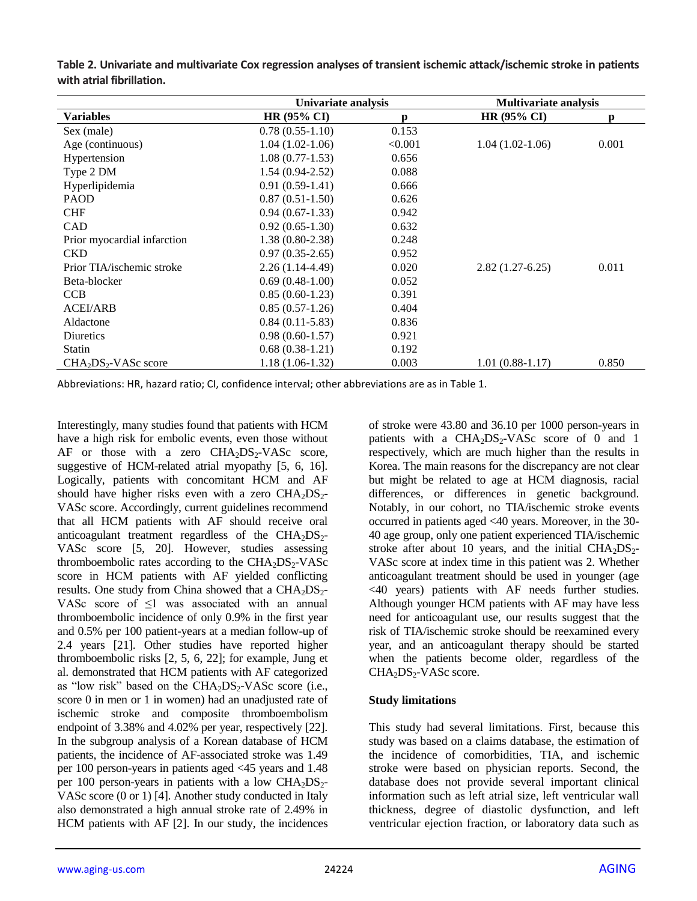**Table 2. Univariate and multivariate Cox regression analyses of transient ischemic attack/ischemic stroke in patients with atrial fibrillation.**

| | Univariate analysis | | Multivariate analysis | |
|---|---|---|---|---|
| **Variables** | **HR (95% CI)** | **p** | **HR (95% CI)** | **p** |
| Sex (male) | 0.78 (0.55-1.10) | 0.153 | | |
| Age (continuous) | 1.04 (1.02-1.06) | <0.001 | 1.04 (1.02-1.06) | 0.001 |
| Hypertension | 1.08 (0.77-1.53) | 0.656 | | |
| Type 2 DM | 1.54 (0.94-2.52) | 0.088 | | |
| Hyperlipidemia | 0.91 (0.59-1.41) | 0.666 | | |
| PAOD | 0.87 (0.51-1.50) | 0.626 | | |
| CHF | 0.94 (0.67-1.33) | 0.942 | | |
| CAD | 0.92 (0.65-1.30) | 0.632 | | |
| Prior myocardial infarction | 1.38 (0.80-2.38) | 0.248 | | |
| CKD | 0.97 (0.35-2.65) | 0.952 | | |
| Prior TIA/ischemic stroke | 2.26 (1.14-4.49) | 0.020 | 2.82 (1.27-6.25) | 0.011 |
| Beta-blocker | 0.69 (0.48-1.00) | 0.052 | | |
| CCB | 0.85 (0.60-1.23) | 0.391 | | |
| ACEI/ARB | 0.85 (0.57-1.26) | 0.404 | | |
| Aldactone | 0.84 (0.11-5.83) | 0.836 | | |
| Diuretics | 0.98 (0.60-1.57) | 0.921 | | |
| Statin | 0.68 (0.38-1.21) | 0.192 | | |
| $CHA_2DS_2$-VASc score | 1.18 (1.06-1.32) | 0.003 | 1.01 (0.88-1.17) | 0.850 |

Abbreviations: HR, hazard ratio; CI, confidence interval; other abbreviations are as in Table 1.

Interestingly, many studies found that patients with HCM have a high risk for embolic events, even those without AF or those with a zero $CHA_2DS_2$-VASc score, suggestive of HCM-related atrial myopathy [5, 6, 16]. Logically, patients with concomitant HCM and AF should have higher risks even with a zero $CHA_2DS_2$-VASc score. Accordingly, current guidelines recommend that all HCM patients with AF should receive oral anticoagulant treatment regardless of the $CHA_2DS_2$-VASc score [5, 20]. However, studies assessing thromboembolic rates according to the $CHA_2DS_2$-VASc score in HCM patients with AF yielded conflicting results. One study from China showed that a $CHA_2DS_2$-VASc score of ≤1 was associated with an annual thromboembolic incidence of only 0.9% in the first year and 0.5% per 100 patient-years at a median follow-up of 2.4 years [21]. Other studies have reported higher thromboembolic risks [2, 5, 6, 22]; for example, Jung et al. demonstrated that HCM patients with AF categorized as "low risk" based on the $CHA_2DS_2$-VASc score (i.e., score 0 in men or 1 in women) had an unadjusted rate of ischemic stroke and composite thromboembolism endpoint of 3.38% and 4.02% per year, respectively [22]. In the subgroup analysis of a Korean database of HCM patients, the incidence of AF-associated stroke was 1.49 per 100 person-years in patients aged <45 years and 1.48 per 100 person-years in patients with a low $CHA_2DS_2$-VASc score (0 or 1) [4]. Another study conducted in Italy also demonstrated a high annual stroke rate of 2.49% in HCM patients with AF [2]. In our study, the incidences of stroke were 43.80 and 36.10 per 1000 person-years in patients with a $CHA_2DS_2$-VASc score of 0 and 1 respectively, which are much higher than the results in Korea. The main reasons for the discrepancy are not clear but might be related to age at HCM diagnosis, racial differences, or differences in genetic background. Notably, in our cohort, no TIA/ischemic stroke events occurred in patients aged <40 years. Moreover, in the 30-40 age group, only one patient experienced TIA/ischemic stroke after about 10 years, and the initial $CHA_2DS_2$-VASc score at index time in this patient was 2. Whether anticoagulant treatment should be used in younger (age <40 years) patients with AF needs further studies. Although younger HCM patients with AF may have less need for anticoagulant use, our results suggest that the risk of TIA/ischemic stroke should be reexamined every year, and an anticoagulant therapy should be started when the patients become older, regardless of the $CHA_2DS_2$-VASc score.

### Study limitations

This study had several limitations. First, because this study was based on a claims database, the estimation of the incidence of comorbidities, TIA, and ischemic stroke were based on physician reports. Second, the database does not provide several important clinical information such as left atrial size, left ventricular wall thickness, degree of diastolic dysfunction, and left ventricular ejection fraction, or laboratory data such as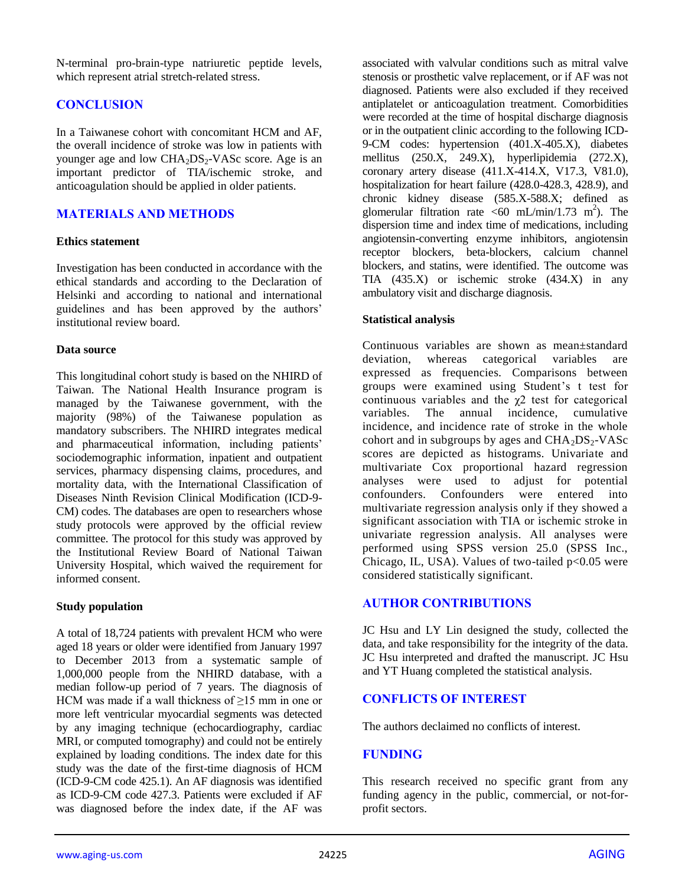N-terminal pro-brain-type natriuretic peptide levels, which represent atrial stretch-related stress.

## CONCLUSION

In a Taiwanese cohort with concomitant HCM and AF, the overall incidence of stroke was low in patients with younger age and low $CHA_2DS_2$-VASc score. Age is an important predictor of TIA/ischemic stroke, and anticoagulation should be applied in older patients.

## MATERIALS AND METHODS

### Ethics statement

Investigation has been conducted in accordance with the ethical standards and according to the Declaration of Helsinki and according to national and international guidelines and has been approved by the authors' institutional review board.

### Data source

This longitudinal cohort study is based on the NHIRD of Taiwan. The National Health Insurance program is managed by the Taiwanese government, with the majority (98%) of the Taiwanese population as mandatory subscribers. The NHIRD integrates medical and pharmaceutical information, including patients' sociodemographic information, inpatient and outpatient services, pharmacy dispensing claims, procedures, and mortality data, with the International Classification of Diseases Ninth Revision Clinical Modification (ICD-9-CM) codes. The databases are open to researchers whose study protocols were approved by the official review committee. The protocol for this study was approved by the Institutional Review Board of National Taiwan University Hospital, which waived the requirement for informed consent.

### Study population

A total of 18,724 patients with prevalent HCM who were aged 18 years or older were identified from January 1997 to December 2013 from a systematic sample of 1,000,000 people from the NHIRD database, with a median follow-up period of 7 years. The diagnosis of HCM was made if a wall thickness of ≥15 mm in one or more left ventricular myocardial segments was detected by any imaging technique (echocardiography, cardiac MRI, or computed tomography) and could not be entirely explained by loading conditions. The index date for this study was the date of the first-time diagnosis of HCM (ICD-9-CM code 425.1). An AF diagnosis was identified as ICD-9-CM code 427.3. Patients were excluded if AF was diagnosed before the index date, if the AF was associated with valvular conditions such as mitral valve stenosis or prosthetic valve replacement, or if AF was not diagnosed. Patients were also excluded if they received antiplatelet or anticoagulation treatment. Comorbidities were recorded at the time of hospital discharge diagnosis or in the outpatient clinic according to the following ICD-9-CM codes: hypertension (401.X-405.X), diabetes mellitus (250.X, 249.X), hyperlipidemia (272.X), coronary artery disease (411.X-414.X, V17.3, V81.0), hospitalization for heart failure (428.0-428.3, 428.9), and chronic kidney disease (585.X-588.X; defined as glomerular filtration rate <60 mL/min/1.73 $m^2$). The dispersion time and index time of medications, including angiotensin-converting enzyme inhibitors, angiotensin receptor blockers, beta-blockers, calcium channel blockers, and statins, were identified. The outcome was TIA (435.X) or ischemic stroke (434.X) in any ambulatory visit and discharge diagnosis.

### Statistical analysis

Continuous variables are shown as mean±standard deviation, whereas categorical variables are expressed as frequencies. Comparisons between groups were examined using Student's t test for continuous variables and the $\chi 2$ test for categorical variables. The annual incidence, cumulative incidence, and incidence rate of stroke in the whole cohort and in subgroups by ages and $CHA_2DS_2$-VASc scores are depicted as histograms. Univariate and multivariate Cox proportional hazard regression analyses were used to adjust for potential confounders. Confounders were entered into multivariate regression analysis only if they showed a significant association with TIA or ischemic stroke in univariate regression analysis. All analyses were performed using SPSS version 25.0 (SPSS Inc., Chicago, IL, USA). Values of two-tailed $p<0.05$ were considered statistically significant.

## AUTHOR CONTRIBUTIONS

JC Hsu and LY Lin designed the study, collected the data, and take responsibility for the integrity of the data. JC Hsu interpreted and drafted the manuscript. JC Hsu and YT Huang completed the statistical analysis.

## CONFLICTS OF INTEREST

The authors declaimed no conflicts of interest.

## FUNDING

This research received no specific grant from any funding agency in the public, commercial, or not-for-profit sectors.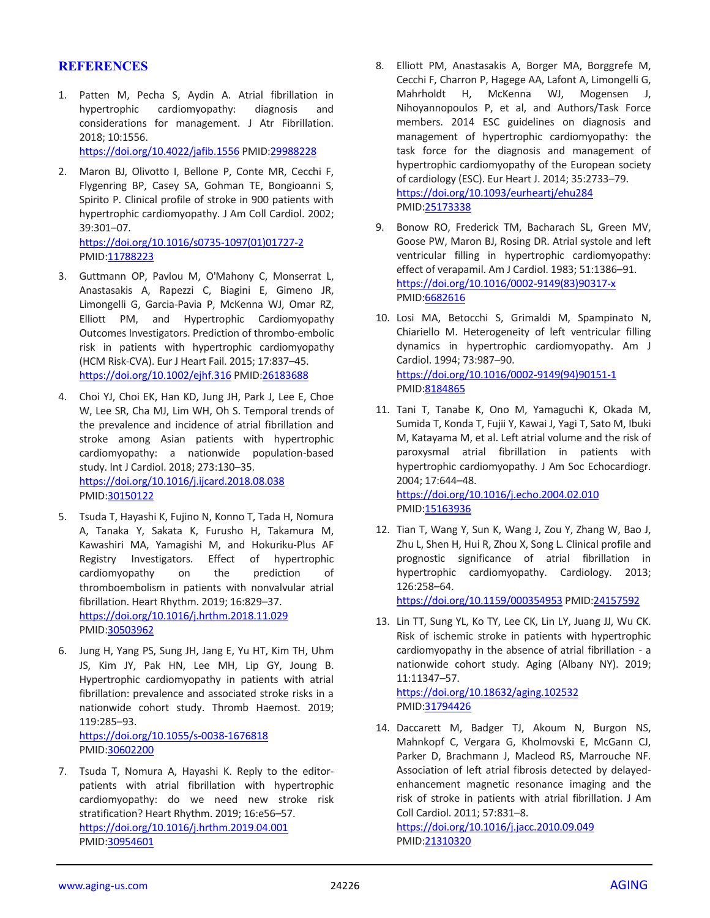## REFERENCES

1. Patten M, Pecha S, Aydin A. Atrial fibrillation in hypertrophic cardiomyopathy: diagnosis and considerations for management. J Atr Fibrillation. 2018; 10:1556. https://doi.org/10.4022/jafib.1556 PMID:29988228

2. Maron BJ, Olivotto I, Bellone P, Conte MR, Cecchi F, Flygenring BP, Casey SA, Gohman TE, Bongioanni S, Spirito P. Clinical profile of stroke in 900 patients with hypertrophic cardiomyopathy. J Am Coll Cardiol. 2002; 39:301–07. https://doi.org/10.1016/s0735-1097(01)01727-2 PMID:11788223

3. Guttmann OP, Pavlou M, O'Mahony C, Monserrat L, Anastasakis A, Rapezzi C, Biagini E, Gimeno JR, Limongelli G, Garcia-Pavia P, McKenna WJ, Omar RZ, Elliott PM, and Hypertrophic Cardiomyopathy Outcomes Investigators. Prediction of thrombo-embolic risk in patients with hypertrophic cardiomyopathy (HCM Risk-CVA). Eur J Heart Fail. 2015; 17:837–45. https://doi.org/10.1002/ejhf.316 PMID:26183688

4. Choi YJ, Choi EK, Han KD, Jung JH, Park J, Lee E, Choe W, Lee SR, Cha MJ, Lim WH, Oh S. Temporal trends of the prevalence and incidence of atrial fibrillation and stroke among Asian patients with hypertrophic cardiomyopathy: a nationwide population-based study. Int J Cardiol. 2018; 273:130–35. https://doi.org/10.1016/j.ijcard.2018.08.038 PMID:30150122

5. Tsuda T, Hayashi K, Fujino N, Konno T, Tada H, Nomura A, Tanaka Y, Sakata K, Furusho H, Takamura M, Kawashiri MA, Yamagishi M, and Hokuriku-Plus AF Registry Investigators. Effect of hypertrophic cardiomyopathy on the prediction of thromboembolism in patients with nonvalvular atrial fibrillation. Heart Rhythm. 2019; 16:829–37. https://doi.org/10.1016/j.hrthm.2018.11.029 PMID:30503962

6. Jung H, Yang PS, Sung JH, Jang E, Yu HT, Kim TH, Uhm JS, Kim JY, Pak HN, Lee MH, Lip GY, Joung B. Hypertrophic cardiomyopathy in patients with atrial fibrillation: prevalence and associated stroke risks in a nationwide cohort study. Thromb Haemost. 2019; 119:285–93. https://doi.org/10.1055/s-0038-1676818 PMID:30602200

7. Tsuda T, Nomura A, Hayashi K. Reply to the editor-patients with atrial fibrillation with hypertrophic cardiomyopathy: do we need new stroke risk stratification? Heart Rhythm. 2019; 16:e56–57. https://doi.org/10.1016/j.hrthm.2019.04.001 PMID:30954601

8. Elliott PM, Anastasakis A, Borger MA, Borggrefe M, Cecchi F, Charron P, Hagege AA, Lafont A, Limongelli G, Mahrholdt H, McKenna WJ, Mogensen J, Nihoyannopoulos P, et al, and Authors/Task Force members. 2014 ESC guidelines on diagnosis and management of hypertrophic cardiomyopathy: the task force for the diagnosis and management of hypertrophic cardiomyopathy of the European society of cardiology (ESC). Eur Heart J. 2014; 35:2733–79. https://doi.org/10.1093/eurheartj/ehu284 PMID:25173338

9. Bonow RO, Frederick TM, Bacharach SL, Green MV, Goose PW, Maron BJ, Rosing DR. Atrial systole and left ventricular filling in hypertrophic cardiomyopathy: effect of verapamil. Am J Cardiol. 1983; 51:1386–91. https://doi.org/10.1016/0002-9149(83)90317-x PMID:6682616

10. Losi MA, Betocchi S, Grimaldi M, Spampinato N, Chiariello M. Heterogeneity of left ventricular filling dynamics in hypertrophic cardiomyopathy. Am J Cardiol. 1994; 73:987–90. https://doi.org/10.1016/0002-9149(94)90151-1 PMID:8184865

11. Tani T, Tanabe K, Ono M, Yamaguchi K, Okada M, Sumida T, Konda T, Fujii Y, Kawai J, Yagi T, Sato M, Ibuki M, Katayama M, et al. Left atrial volume and the risk of paroxysmal atrial fibrillation in patients with hypertrophic cardiomyopathy. J Am Soc Echocardiogr. 2004; 17:644–48. https://doi.org/10.1016/j.echo.2004.02.010 PMID:15163936

12. Tian T, Wang Y, Sun K, Wang J, Zou Y, Zhang W, Bao J, Zhu L, Shen H, Hui R, Zhou X, Song L. Clinical profile and prognostic significance of atrial fibrillation in hypertrophic cardiomyopathy. Cardiology. 2013; 126:258–64. https://doi.org/10.1159/000354953 PMID:24157592

13. Lin TT, Sung YL, Ko TY, Lee CK, Lin LY, Juang JJ, Wu CK. Risk of ischemic stroke in patients with hypertrophic cardiomyopathy in the absence of atrial fibrillation - a nationwide cohort study. Aging (Albany NY). 2019; 11:11347–57. https://doi.org/10.18632/aging.102532 PMID:31794426

14. Daccarett M, Badger TJ, Akoum N, Burgon NS, Mahnkopf C, Vergara G, Kholmovski E, McGann CJ, Parker D, Brachmann J, Macleod RS, Marrouche NF. Association of left atrial fibrosis detected by delayed-enhancement magnetic resonance imaging and the risk of stroke in patients with atrial fibrillation. J Am Coll Cardiol. 2011; 57:831–8. https://doi.org/10.1016/j.jacc.2010.09.049 PMID:21310320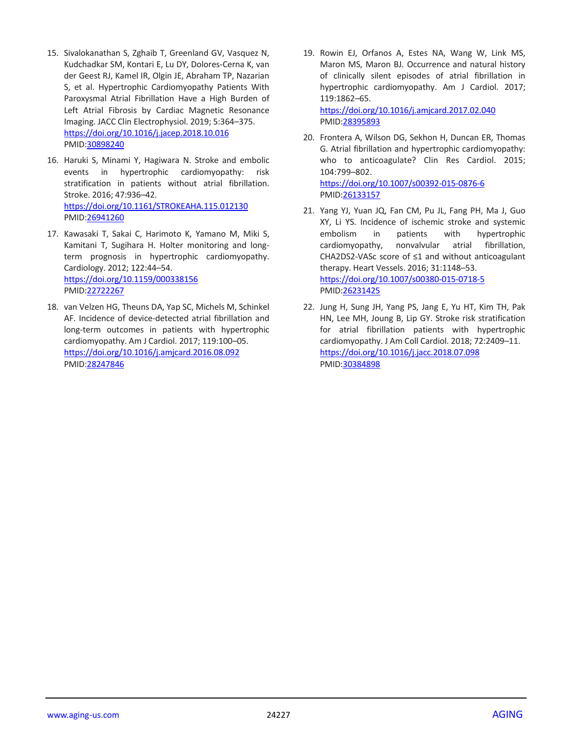15. Sivalokanathan S, Zghaib T, Greenland GV, Vasquez N, Kudchadkar SM, Kontari E, Lu DY, Dolores-Cerna K, van der Geest RJ, Kamel IR, Olgin JE, Abraham TP, Nazarian S, et al. Hypertrophic Cardiomyopathy Patients With Paroxysmal Atrial Fibrillation Have a High Burden of Left Atrial Fibrosis by Cardiac Magnetic Resonance Imaging. JACC Clin Electrophysiol. 2019; 5:364–375. https://doi.org/10.1016/j.jacep.2018.10.016 PMID:30898240

16. Haruki S, Minami Y, Hagiwara N. Stroke and embolic events in hypertrophic cardiomyopathy: risk stratification in patients without atrial fibrillation. Stroke. 2016; 47:936–42. https://doi.org/10.1161/STROKEAHA.115.012130 PMID:26941260

17. Kawasaki T, Sakai C, Harimoto K, Yamano M, Miki S, Kamitani T, Sugihara H. Holter monitoring and long-term prognosis in hypertrophic cardiomyopathy. Cardiology. 2012; 122:44–54. https://doi.org/10.1159/000338156 PMID:22722267

18. van Velzen HG, Theuns DA, Yap SC, Michels M, Schinkel AF. Incidence of device-detected atrial fibrillation and long-term outcomes in patients with hypertrophic cardiomyopathy. Am J Cardiol. 2017; 119:100–05. https://doi.org/10.1016/j.amjcard.2016.08.092 PMID:28247846

19. Rowin EJ, Orfanos A, Estes NA, Wang W, Link MS, Maron MS, Maron BJ. Occurrence and natural history of clinically silent episodes of atrial fibrillation in hypertrophic cardiomyopathy. Am J Cardiol. 2017; 119:1862–65. https://doi.org/10.1016/j.amjcard.2017.02.040 PMID:28395893

20. Frontera A, Wilson DG, Sekhon H, Duncan ER, Thomas G. Atrial fibrillation and hypertrophic cardiomyopathy: who to anticoagulate? Clin Res Cardiol. 2015; 104:799–802. https://doi.org/10.1007/s00392-015-0876-6 PMID:26133157

21. Yang YJ, Yuan JQ, Fan CM, Pu JL, Fang PH, Ma J, Guo XY, Li YS. Incidence of ischemic stroke and systemic embolism in patients with hypertrophic cardiomyopathy, nonvalvular atrial fibrillation, CHA2DS2-VASc score of ≤1 and without anticoagulant therapy. Heart Vessels. 2016; 31:1148–53. https://doi.org/10.1007/s00380-015-0718-5 PMID:26231425

22. Jung H, Sung JH, Yang PS, Jang E, Yu HT, Kim TH, Pak HN, Lee MH, Joung B, Lip GY. Stroke risk stratification for atrial fibrillation patients with hypertrophic cardiomyopathy. J Am Coll Cardiol. 2018; 72:2409–11. https://doi.org/10.1016/j.jacc.2018.07.098 PMID:30384898